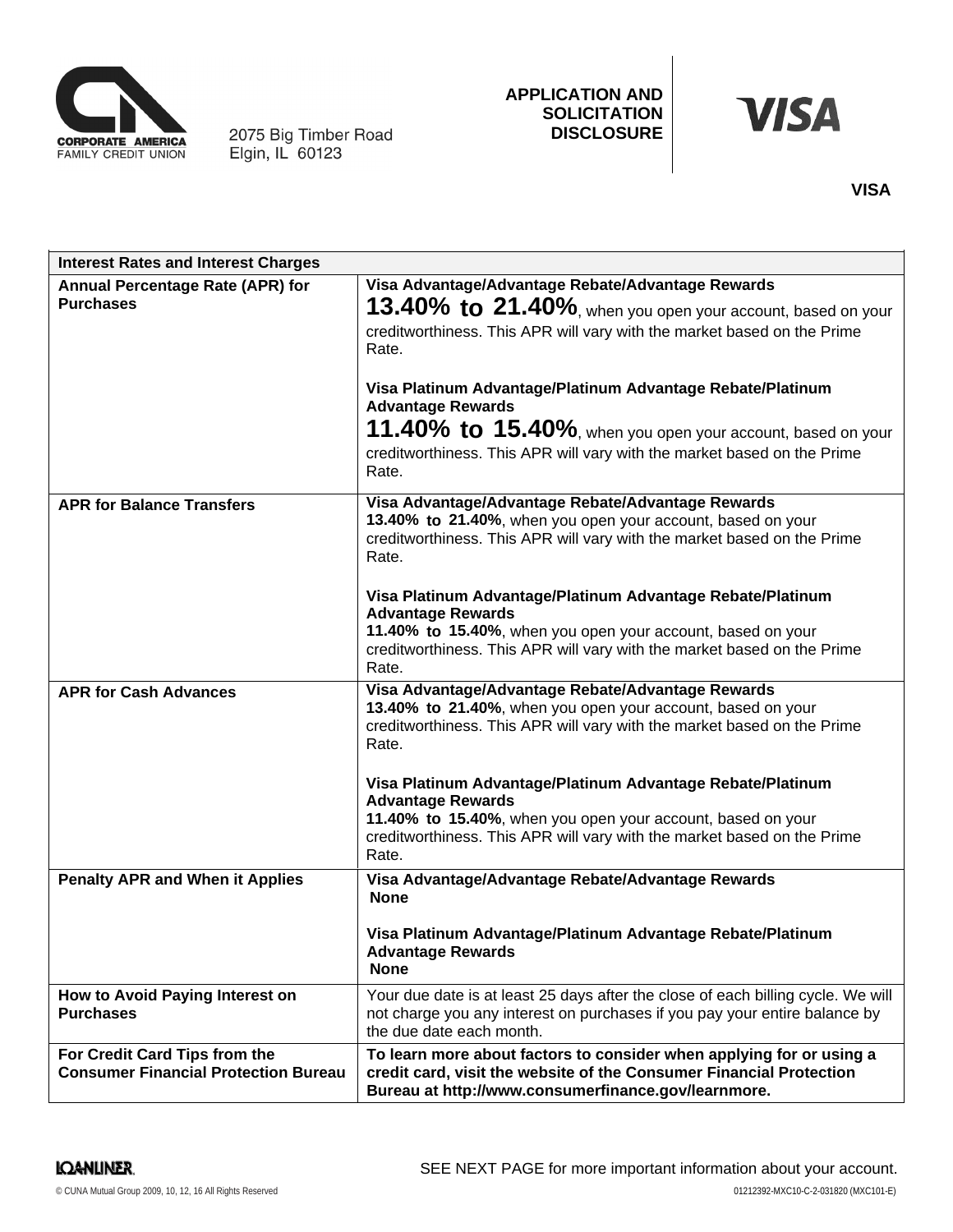CORPORATE AMERICA FAMILY CREDIT UNION

2075 Big Timber Road
Elgin, IL 60123

**APPLICATION AND SOLICITATION DISCLOSURE**

**VISA**

**VISA**

| Interest Rates and Interest Charges | |
|---|---|
| **Annual Percentage Rate (APR) for Purchases** | **Visa Advantage/Advantage Rebate/Advantage Rewards**<br>**13.40% to 21.40%**, when you open your account, based on your creditworthiness. This APR will vary with the market based on the Prime Rate.<br><br>**Visa Platinum Advantage/Platinum Advantage Rebate/Platinum Advantage Rewards**<br>**11.40% to 15.40%**, when you open your account, based on your creditworthiness. This APR will vary with the market based on the Prime Rate. |
| **APR for Balance Transfers** | **Visa Advantage/Advantage Rebate/Advantage Rewards**<br>**13.40% to 21.40%**, when you open your account, based on your creditworthiness. This APR will vary with the market based on the Prime Rate.<br><br>**Visa Platinum Advantage/Platinum Advantage Rebate/Platinum Advantage Rewards**<br>**11.40% to 15.40%**, when you open your account, based on your creditworthiness. This APR will vary with the market based on the Prime Rate. |
| **APR for Cash Advances** | **Visa Advantage/Advantage Rebate/Advantage Rewards**<br>**13.40% to 21.40%**, when you open your account, based on your creditworthiness. This APR will vary with the market based on the Prime Rate.<br><br>**Visa Platinum Advantage/Platinum Advantage Rebate/Platinum Advantage Rewards**<br>**11.40% to 15.40%**, when you open your account, based on your creditworthiness. This APR will vary with the market based on the Prime Rate. |
| **Penalty APR and When it Applies** | **Visa Advantage/Advantage Rebate/Advantage Rewards**<br>**None**<br><br>**Visa Platinum Advantage/Platinum Advantage Rebate/Platinum Advantage Rewards**<br>**None** |
| **How to Avoid Paying Interest on Purchases** | Your due date is at least 25 days after the close of each billing cycle. We will not charge you any interest on purchases if you pay your entire balance by the due date each month. |
| **For Credit Card Tips from the Consumer Financial Protection Bureau** | **To learn more about factors to consider when applying for or using a credit card, visit the website of the Consumer Financial Protection Bureau at http://www.consumerfinance.gov/learnmore.** |

SEE NEXT PAGE for more important information about your account.

© CUNA Mutual Group 2009, 10, 12, 16 All Rights Reserved 01212392-MXC10-C-2-031820 (MXC101-E)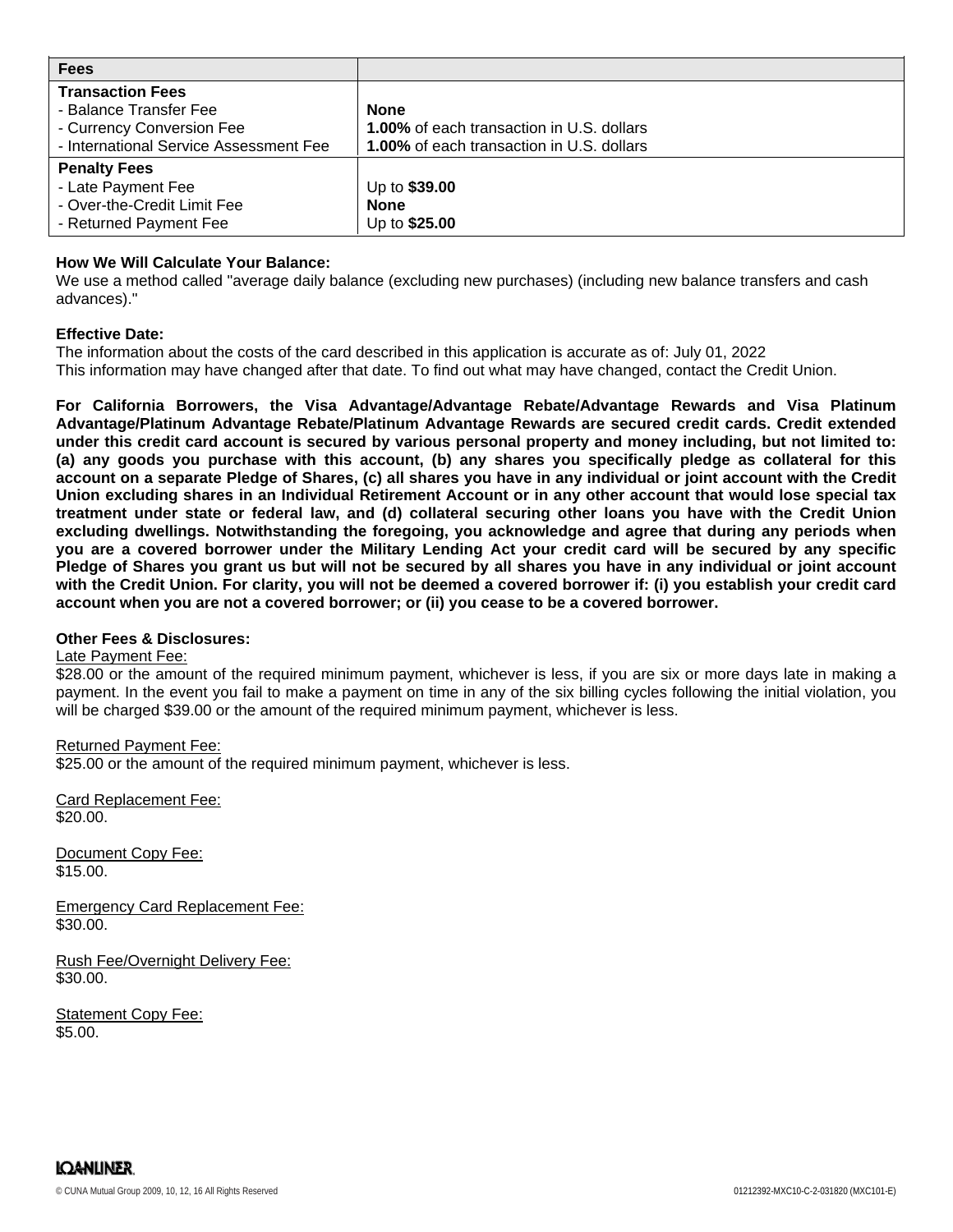| Fees | |
|---|---|
| **Transaction Fees**<br>- Balance Transfer Fee<br>- Currency Conversion Fee<br>- International Service Assessment Fee | <br>**None**<br>**1.00%** of each transaction in U.S. dollars<br>**1.00%** of each transaction in U.S. dollars |
| **Penalty Fees**<br>- Late Payment Fee<br>- Over-the-Credit Limit Fee<br>- Returned Payment Fee | <br>Up to **$39.00**<br>**None**<br>Up to **$25.00** |

**How We Will Calculate Your Balance:**
We use a method called "average daily balance (excluding new purchases) (including new balance transfers and cash advances)."

**Effective Date:**
The information about the costs of the card described in this application is accurate as of: July 01, 2022
This information may have changed after that date. To find out what may have changed, contact the Credit Union.

**For California Borrowers, the Visa Advantage/Advantage Rebate/Advantage Rewards and Visa Platinum Advantage/Platinum Advantage Rebate/Platinum Advantage Rewards are secured credit cards. Credit extended under this credit card account is secured by various personal property and money including, but not limited to: (a) any goods you purchase with this account, (b) any shares you specifically pledge as collateral for this account on a separate Pledge of Shares, (c) all shares you have in any individual or joint account with the Credit Union excluding shares in an Individual Retirement Account or in any other account that would lose special tax treatment under state or federal law, and (d) collateral securing other loans you have with the Credit Union excluding dwellings. Notwithstanding the foregoing, you acknowledge and agree that during any periods when you are a covered borrower under the Military Lending Act your credit card will be secured by any specific Pledge of Shares you grant us but will not be secured by all shares you have in any individual or joint account with the Credit Union. For clarity, you will not be deemed a covered borrower if: (i) you establish your credit card account when you are not a covered borrower; or (ii) you cease to be a covered borrower.**

**Other Fees & Disclosures:**

Late Payment Fee:
$28.00 or the amount of the required minimum payment, whichever is less, if you are six or more days late in making a payment. In the event you fail to make a payment on time in any of the six billing cycles following the initial violation, you will be charged $39.00 or the amount of the required minimum payment, whichever is less.

Returned Payment Fee:
$25.00 or the amount of the required minimum payment, whichever is less.

Card Replacement Fee:
$20.00.

Document Copy Fee:
$15.00.

Emergency Card Replacement Fee:
$30.00.

Rush Fee/Overnight Delivery Fee:
$30.00.

Statement Copy Fee:
$5.00.

LOANLINER

© CUNA Mutual Group 2009, 10, 12, 16 All Rights Reserved

01212392-MXC10-C-2-031820 (MXC101-E)